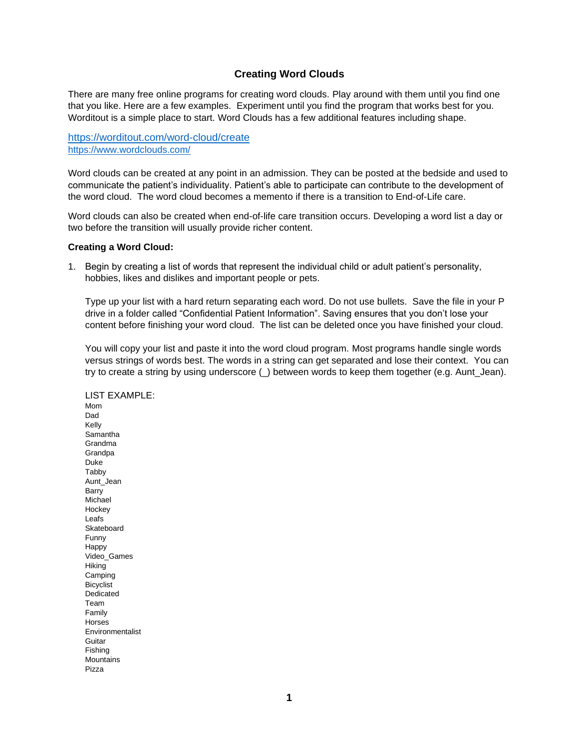# Creating Word Clouds

There are many free online programs for creating word clouds. Play around with them until you find one that you like. Here are a few examples. Experiment until you find the program that works best for you. Worditout is a simple place to start. Word Clouds has a few additional features including shape.

https://worditout.com/word-cloud/create
https://www.wordclouds.com/

Word clouds can be created at any point in an admission. They can be posted at the bedside and used to communicate the patient's individuality. Patient's able to participate can contribute to the development of the word cloud. The word cloud becomes a memento if there is a transition to End-of-Life care.

Word clouds can also be created when end-of-life care transition occurs. Developing a word list a day or two before the transition will usually provide richer content.

**Creating a Word Cloud:**

1. Begin by creating a list of words that represent the individual child or adult patient's personality, hobbies, likes and dislikes and important people or pets.

   Type up your list with a hard return separating each word. Do not use bullets. Save the file in your P drive in a folder called "Confidential Patient Information". Saving ensures that you don't lose your content before finishing your word cloud. The list can be deleted once you have finished your cloud.

   You will copy your list and paste it into the word cloud program. Most programs handle single words versus strings of words best. The words in a string can get separated and lose their context. You can try to create a string by using underscore (_) between words to keep them together (e.g. Aunt_Jean).

   LIST EXAMPLE:
   Mom
   Dad
   Kelly
   Samantha
   Grandma
   Grandpa
   Duke
   Tabby
   Aunt_Jean
   Barry
   Michael
   Hockey
   Leafs
   Skateboard
   Funny
   Happy
   Video_Games
   Hiking
   Camping
   Bicyclist
   Dedicated
   Team
   Family
   Horses
   Environmentalist
   Guitar
   Fishing
   Mountains
   Pizza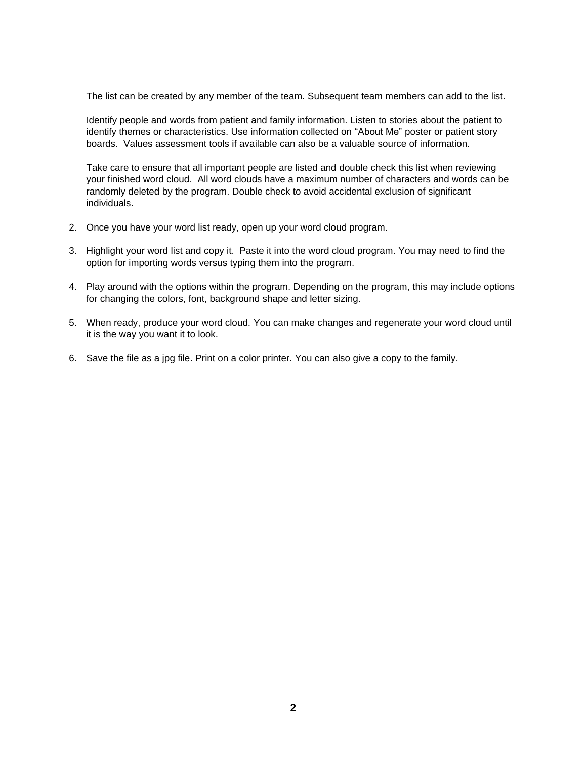The list can be created by any member of the team. Subsequent team members can add to the list.

Identify people and words from patient and family information. Listen to stories about the patient to identify themes or characteristics. Use information collected on “About Me” poster or patient story boards. Values assessment tools if available can also be a valuable source of information.

Take care to ensure that all important people are listed and double check this list when reviewing your finished word cloud. All word clouds have a maximum number of characters and words can be randomly deleted by the program. Double check to avoid accidental exclusion of significant individuals.

2. Once you have your word list ready, open up your word cloud program.

3. Highlight your word list and copy it. Paste it into the word cloud program. You may need to find the option for importing words versus typing them into the program.

4. Play around with the options within the program. Depending on the program, this may include options for changing the colors, font, background shape and letter sizing.

5. When ready, produce your word cloud. You can make changes and regenerate your word cloud until it is the way you want it to look.

6. Save the file as a jpg file. Print on a color printer. You can also give a copy to the family.